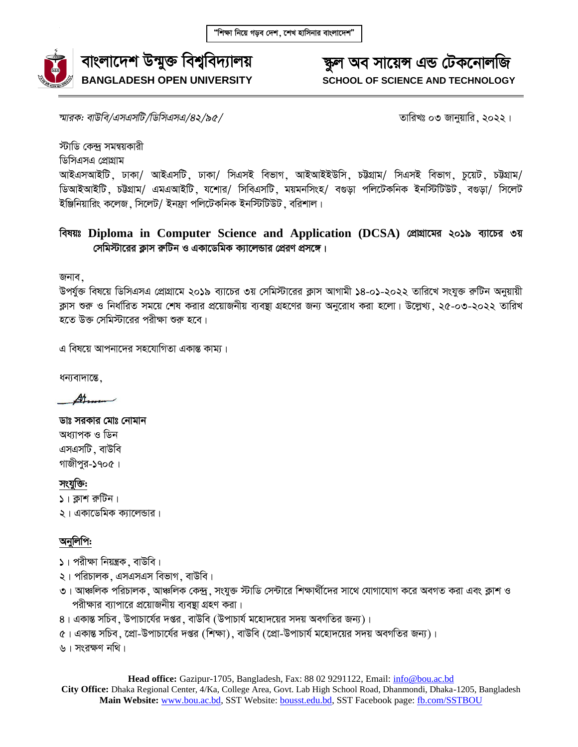"শিক্ষা নিয়ে গড়ব দেশ, শেখ হাসিনার বাংলাদেশ"

# বাংলাদেশ উন্মুক্ত বিশ্ববিদ্যালয়
**BANGLADESH OPEN UNIVERSITY**

# স্কুল অব সায়েন্স এন্ড টেকনোলজি
**SCHOOL OF SCIENCE AND TECHNOLOGY**

*স্মারক: বাউবি/এসএসটি/ডিসিএসএ/৪২/৯৫/*

তারিখঃ ০৩ জানুয়ারি, ২০২২।

স্টাডি কেন্দ্র সমন্বয়কারী
ডিসিএসএ প্রোগ্রাম
আইএসআইটি, ঢাকা/ আইএসটি, ঢাকা/ সিএসই বিভাগ, আইআইইউসি, চট্টগ্রাম/ সিএসই বিভাগ, চুয়েট, চট্টগ্রাম/ ডিআইআইটি, চট্টগ্রাম/ এমএআইটি, যশোর/ সিবিএসটি, ময়মনসিংহ/ বগুড়া পলিটেকনিক ইনস্টিটিউট, বগুড়া/ সিলেট ইঞ্জিনিয়ারিং কলেজ, সিলেট/ ইনফ্রা পলিটেকনিক ইনস্টিটিউট, বরিশাল।

**বিষয়ঃ Diploma in Computer Science and Application (DCSA) প্রোগ্রামের ২০১৯ ব্যাচের ৩য় সেমিস্টারের ক্লাস রুটিন ও একাডেমিক ক্যালেন্ডার প্রেরণ প্রসঙ্গে।**

জনাব,
উপর্যুক্ত বিষয়ে ডিসিএসএ প্রোগ্রামে ২০১৯ ব্যাচের ৩য় সেমিস্টারের ক্লাস আগামী ১৪-০১-২০২২ তারিখে সংযুক্ত রুটিন অনুযায়ী ক্লাস শুরু ও নির্ধারিত সময়ে শেষ করার প্রয়োজনীয় ব্যবস্থা গ্রহণের জন্য অনুরোধ করা হলো। উল্লেখ্য, ২৫-০৩-২০২২ তারিখ হতে উক্ত সেমিস্টারের পরীক্ষা শুরু হবে।

এ বিষয়ে আপনাদের সহযোগিতা একান্ত কাম্য।

ধন্যবাদান্তে,

**ডাঃ সরকার মোঃ নোমান**
অধ্যাপক ও ডিন
এসএসটি, বাউবি
গাজীপুর-১৭০৫।

**সংযুক্তি:**
১। ক্লাশ রুটিন।
২। একাডেমিক ক্যালেন্ডার।

**অনুলিপি:**
১। পরীক্ষা নিয়ন্ত্রক, বাউবি।
২। পরিচালক, এসএসএস বিভাগ, বাউবি।
৩। আঞ্চলিক পরিচালক, আঞ্চলিক কেন্দ্র, সংযুক্ত স্টাডি সেন্টারে শিক্ষার্থীদের সাথে যোগাযোগ করে অবগত করা এবং ক্লাশ ও পরীক্ষার ব্যাপারে প্রয়োজনীয় ব্যবস্থা গ্রহণ করা।
৪। একান্ত সচিব, উপাচার্যের দপ্তর, বাউবি (উপাচার্য মহোদয়ের সদয় অবগতির জন্য)।
৫। একান্ত সচিব, প্রো-উপাচার্যের দপ্তর (শিক্ষা), বাউবি (প্রো-উপাচার্য মহোদয়ের সদয় অবগতির জন্য)।
৬। সংরক্ষণ নথি।

**Head office:** Gazipur-1705, Bangladesh, Fax: 88 02 9291122, Email: info@bou.ac.bd
**City Office:** Dhaka Regional Center, 4/Ka, College Area, Govt. Lab High School Road, Dhanmondi, Dhaka-1205, Bangladesh
**Main Website:** www.bou.ac.bd, SST Website: bousst.edu.bd, SST Facebook page: fb.com/SSTBOU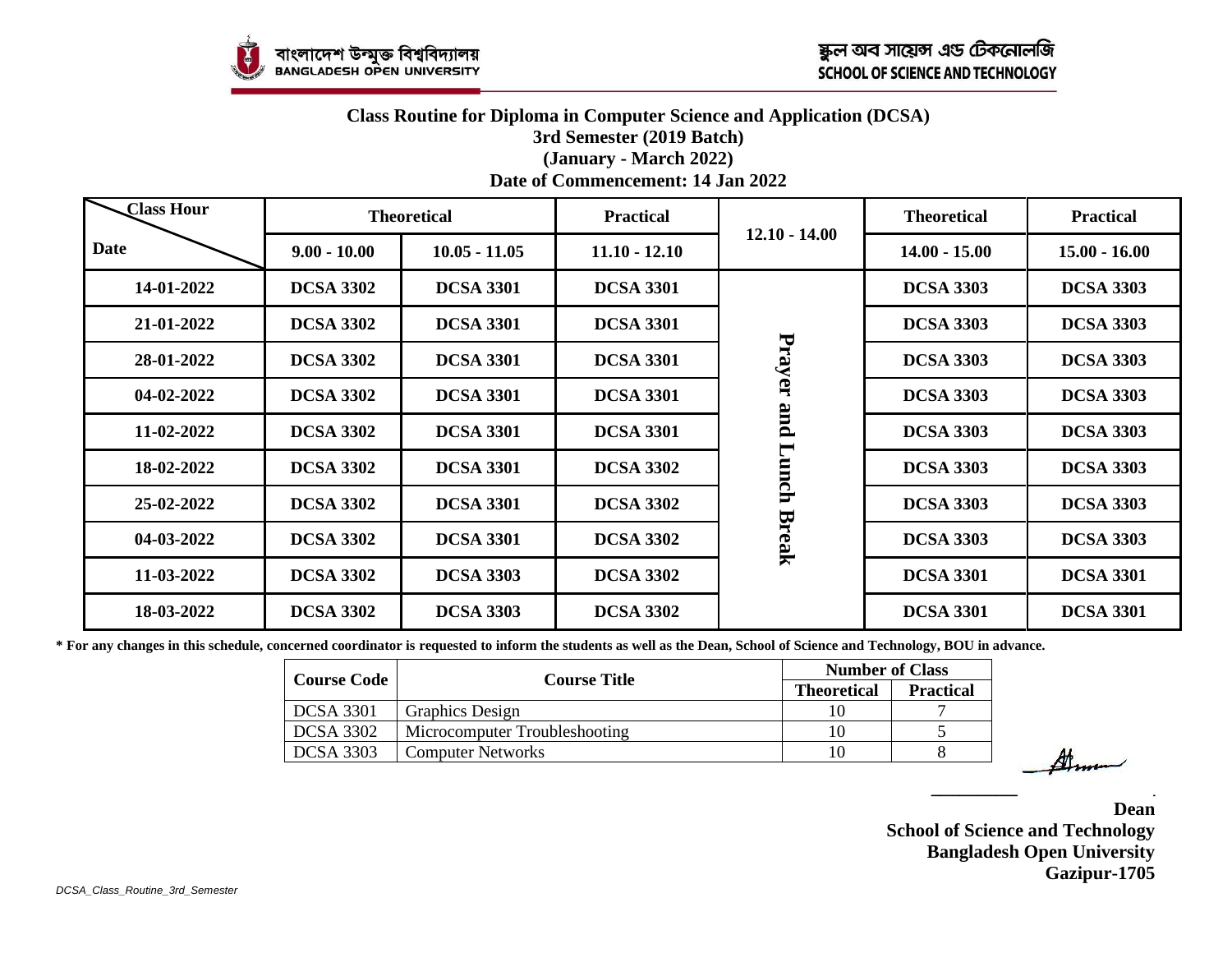বাংলাদেশ উন্মুক্ত বিশ্ববিদ্যালয়
BANGLADESH OPEN UNIVERSITY

স্কুল অব সায়েন্স এন্ড টেকনোলজি
SCHOOL OF SCIENCE AND TECHNOLOGY

## Class Routine for Diploma in Computer Science and Application (DCSA)
### 3rd Semester (2019 Batch)
### (January - March 2022)
### Date of Commencement: 14 Jan 2022

| Class Hour / Date | Theoretical | | Practical | 12.10 - 14.00 | Theoretical | Practical |
|---|---|---|---|---|---|---|
| | 9.00 - 10.00 | 10.05 - 11.05 | 11.10 - 12.10 | | 14.00 - 15.00 | 15.00 - 16.00 |
| 14-01-2022 | DCSA 3302 | DCSA 3301 | DCSA 3301 | Prayer and Lunch Break | DCSA 3303 | DCSA 3303 |
| 21-01-2022 | DCSA 3302 | DCSA 3301 | DCSA 3301 | | DCSA 3303 | DCSA 3303 |
| 28-01-2022 | DCSA 3302 | DCSA 3301 | DCSA 3301 | | DCSA 3303 | DCSA 3303 |
| 04-02-2022 | DCSA 3302 | DCSA 3301 | DCSA 3301 | | DCSA 3303 | DCSA 3303 |
| 11-02-2022 | DCSA 3302 | DCSA 3301 | DCSA 3301 | | DCSA 3303 | DCSA 3303 |
| 18-02-2022 | DCSA 3302 | DCSA 3301 | DCSA 3302 | | DCSA 3303 | DCSA 3303 |
| 25-02-2022 | DCSA 3302 | DCSA 3301 | DCSA 3302 | | DCSA 3303 | DCSA 3303 |
| 04-03-2022 | DCSA 3302 | DCSA 3301 | DCSA 3302 | | DCSA 3303 | DCSA 3303 |
| 11-03-2022 | DCSA 3302 | DCSA 3303 | DCSA 3302 | | DCSA 3301 | DCSA 3301 |
| 18-03-2022 | DCSA 3302 | DCSA 3303 | DCSA 3302 | | DCSA 3301 | DCSA 3301 |

**\* For any changes in this schedule, concerned coordinator is requested to inform the students as well as the Dean, School of Science and Technology, BOU in advance.**

| Course Code | Course Title | Number of Class | |
|---|---|---|---|
| | | Theoretical | Practical |
| DCSA 3301 | Graphics Design | 10 | 7 |
| DCSA 3302 | Microcomputer Troubleshooting | 10 | 5 |
| DCSA 3303 | Computer Networks | 10 | 8 |

**Dean**
**School of Science and Technology**
**Bangladesh Open University**
**Gazipur-1705**

*DCSA_Class_Routine_3rd_Semester*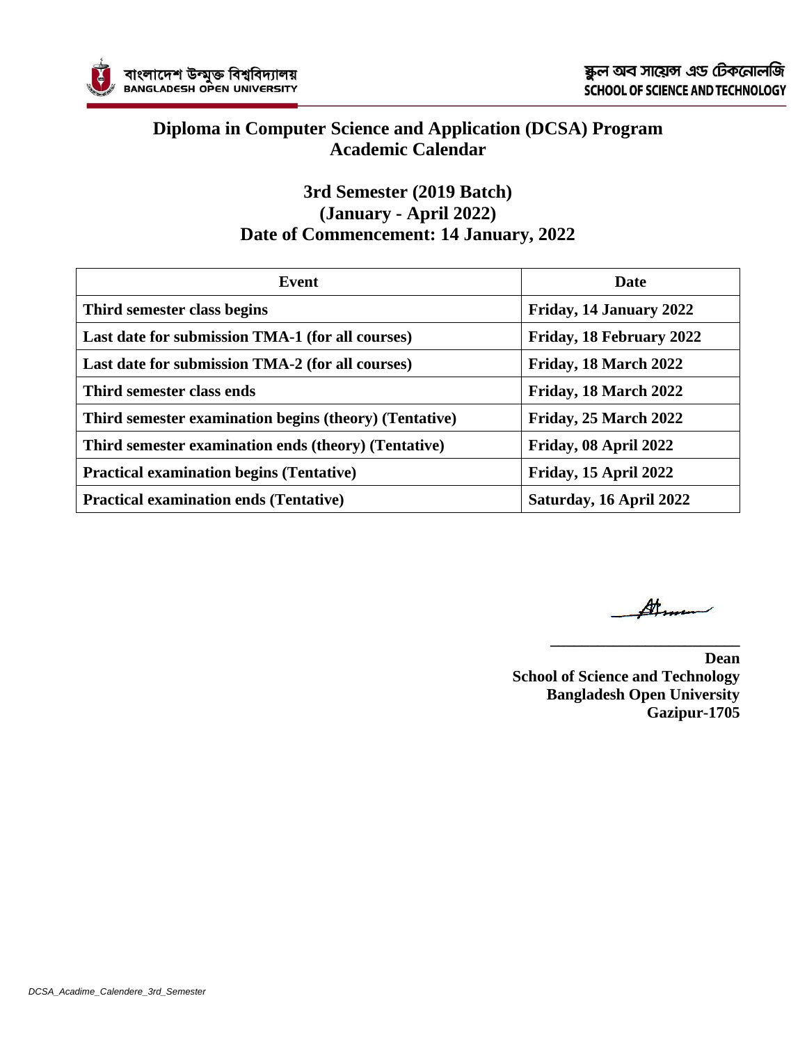বাংলাদেশ উন্মুক্ত বিশ্ববিদ্যালয়
BANGLADESH OPEN UNIVERSITY

স্কুল অব সায়েন্স এন্ড টেকনোলজি
SCHOOL OF SCIENCE AND TECHNOLOGY

# Diploma in Computer Science and Application (DCSA) Program
# Academic Calendar

## 3rd Semester (2019 Batch)
## (January - April 2022)
## Date of Commencement: 14 January, 2022

| Event | Date |
|---|---|
| **Third semester class begins** | **Friday, 14 January 2022** |
| **Last date for submission TMA-1 (for all courses)** | **Friday, 18 February 2022** |
| **Last date for submission TMA-2 (for all courses)** | **Friday, 18 March 2022** |
| **Third semester class ends** | **Friday, 18 March 2022** |
| **Third semester examination begins (theory) (Tentative)** | **Friday, 25 March 2022** |
| **Third semester examination ends (theory) (Tentative)** | **Friday, 08 April 2022** |
| **Practical examination begins (Tentative)** | **Friday, 15 April 2022** |
| **Practical examination ends (Tentative)** | **Saturday, 16 April 2022** |

**Dean**
**School of Science and Technology**
**Bangladesh Open University**
**Gazipur-1705**

*DCSA_Acadime_Calendere_3rd_Semester*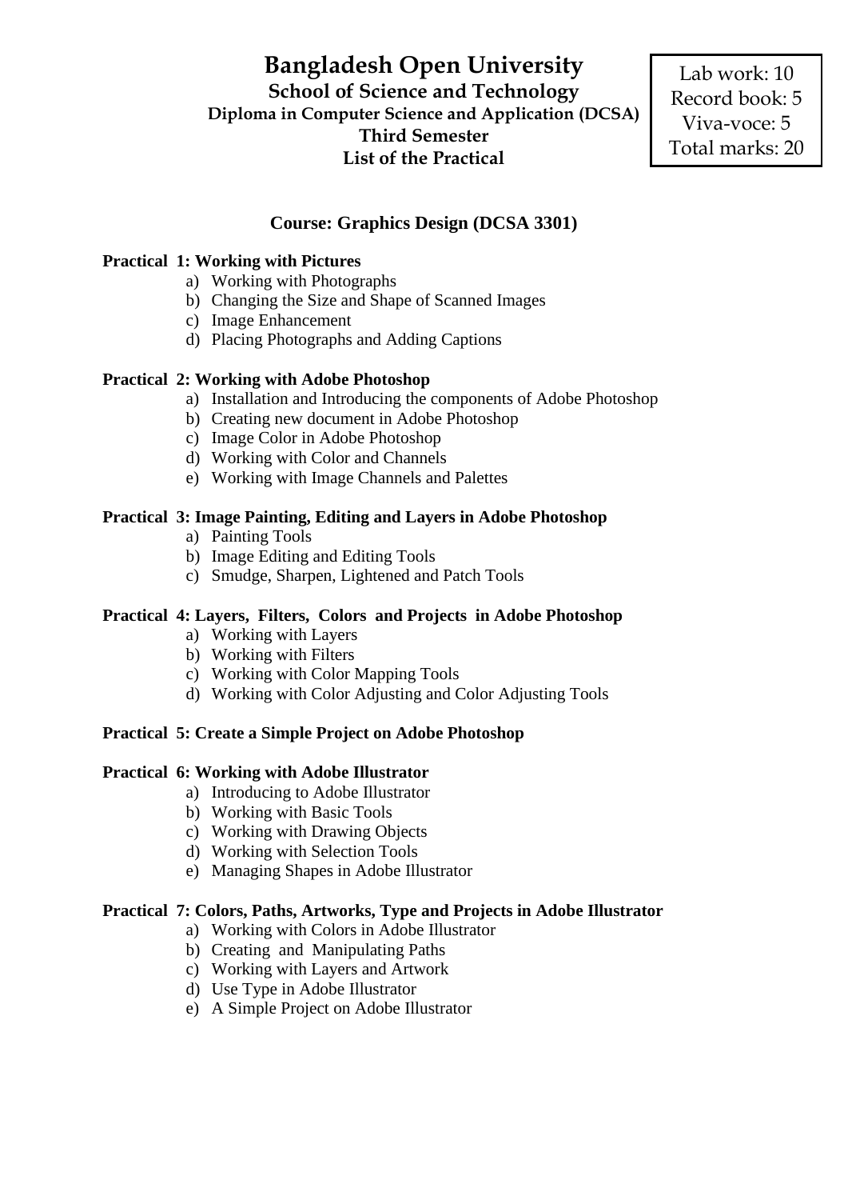# Bangladesh Open University

## School of Science and Technology

**Diploma in Computer Science and Application (DCSA)**

**Third Semester**

**List of the Practical**

Lab work: 10
Record book: 5
Viva-voce: 5
Total marks: 20

## Course: Graphics Design (DCSA 3301)

**Practical 1: Working with Pictures**

a) Working with Photographs
b) Changing the Size and Shape of Scanned Images
c) Image Enhancement
d) Placing Photographs and Adding Captions

**Practical 2: Working with Adobe Photoshop**

a) Installation and Introducing the components of Adobe Photoshop
b) Creating new document in Adobe Photoshop
c) Image Color in Adobe Photoshop
d) Working with Color and Channels
e) Working with Image Channels and Palettes

**Practical 3: Image Painting, Editing and Layers in Adobe Photoshop**

a) Painting Tools
b) Image Editing and Editing Tools
c) Smudge, Sharpen, Lightened and Patch Tools

**Practical 4: Layers, Filters, Colors and Projects in Adobe Photoshop**

a) Working with Layers
b) Working with Filters
c) Working with Color Mapping Tools
d) Working with Color Adjusting and Color Adjusting Tools

**Practical 5: Create a Simple Project on Adobe Photoshop**

**Practical 6: Working with Adobe Illustrator**

a) Introducing to Adobe Illustrator
b) Working with Basic Tools
c) Working with Drawing Objects
d) Working with Selection Tools
e) Managing Shapes in Adobe Illustrator

**Practical 7: Colors, Paths, Artworks, Type and Projects in Adobe Illustrator**

a) Working with Colors in Adobe Illustrator
b) Creating and Manipulating Paths
c) Working with Layers and Artwork
d) Use Type in Adobe Illustrator
e) A Simple Project on Adobe Illustrator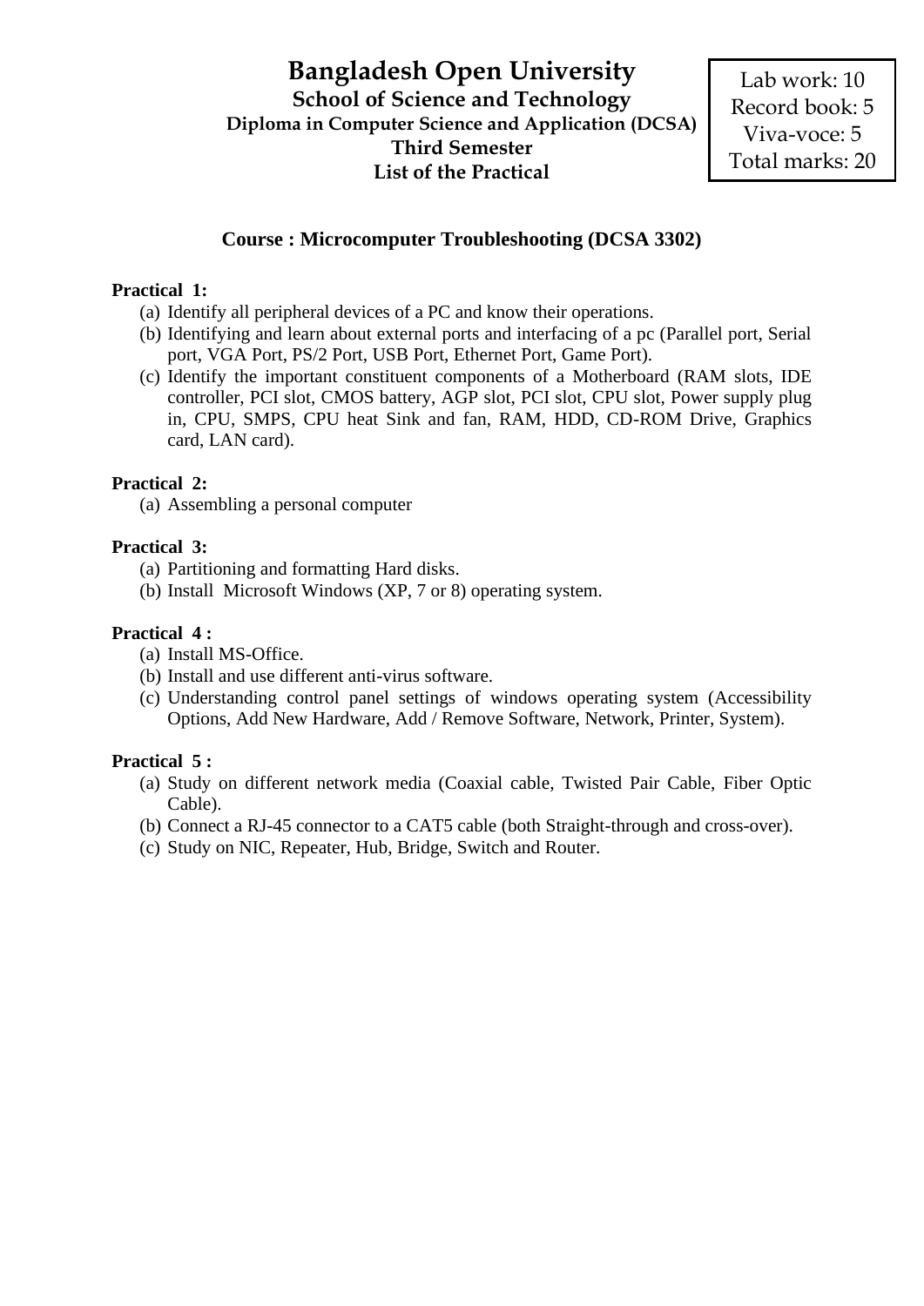# Bangladesh Open University

**School of Science and Technology**

**Diploma in Computer Science and Application (DCSA)**

**Third Semester**

**List of the Practical**

| Lab work: 10 |
|---|
| Record book: 5 |
| Viva-voce: 5 |
| Total marks: 20 |

## Course : Microcomputer Troubleshooting (DCSA 3302)

**Practical 1:**

(a) Identify all peripheral devices of a PC and know their operations.

(b) Identifying and learn about external ports and interfacing of a pc (Parallel port, Serial port, VGA Port, PS/2 Port, USB Port, Ethernet Port, Game Port).

(c) Identify the important constituent components of a Motherboard (RAM slots, IDE controller, PCI slot, CMOS battery, AGP slot, PCI slot, CPU slot, Power supply plug in, CPU, SMPS, CPU heat Sink and fan, RAM, HDD, CD-ROM Drive, Graphics card, LAN card).

**Practical 2:**

(a) Assembling a personal computer

**Practical 3:**

(a) Partitioning and formatting Hard disks.

(b) Install Microsoft Windows (XP, 7 or 8) operating system.

**Practical 4 :**

(a) Install MS-Office.

(b) Install and use different anti-virus software.

(c) Understanding control panel settings of windows operating system (Accessibility Options, Add New Hardware, Add / Remove Software, Network, Printer, System).

**Practical 5 :**

(a) Study on different network media (Coaxial cable, Twisted Pair Cable, Fiber Optic Cable).

(b) Connect a RJ-45 connector to a CAT5 cable (both Straight-through and cross-over).

(c) Study on NIC, Repeater, Hub, Bridge, Switch and Router.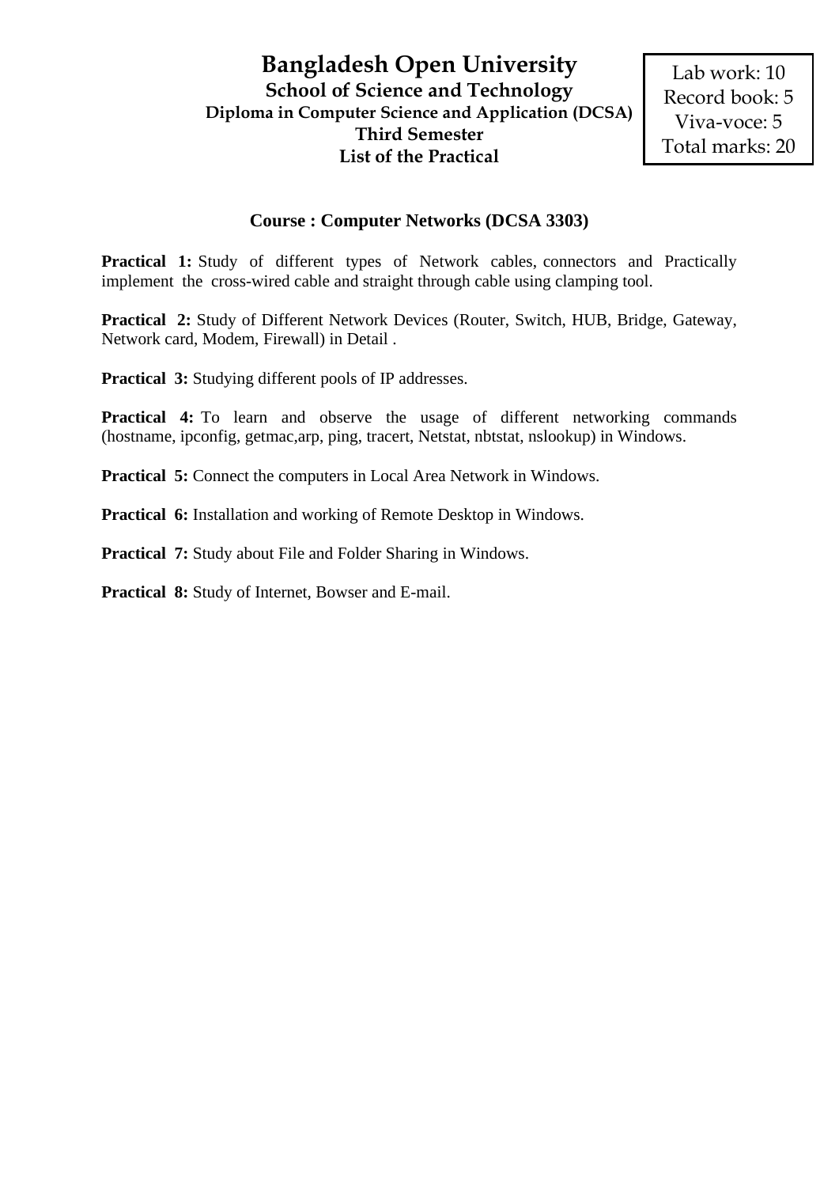# Bangladesh Open University

## School of Science and Technology

### Diploma in Computer Science and Application (DCSA)

### Third Semester

### List of the Practical

| Lab work: 10 |
|---|
| Record book: 5 |
| Viva-voce: 5 |
| Total marks: 20 |

**Course : Computer Networks (DCSA 3303)**

**Practical 1:** Study of different types of Network cables, connectors and Practically implement the cross-wired cable and straight through cable using clamping tool.

**Practical 2:** Study of Different Network Devices (Router, Switch, HUB, Bridge, Gateway, Network card, Modem, Firewall) in Detail .

**Practical 3:** Studying different pools of IP addresses.

**Practical 4:** To learn and observe the usage of different networking commands (hostname, ipconfig, getmac,arp, ping, tracert, Netstat, nbtstat, nslookup) in Windows.

**Practical 5:** Connect the computers in Local Area Network in Windows.

**Practical 6:** Installation and working of Remote Desktop in Windows.

**Practical 7:** Study about File and Folder Sharing in Windows.

**Practical 8:** Study of Internet, Bowser and E-mail.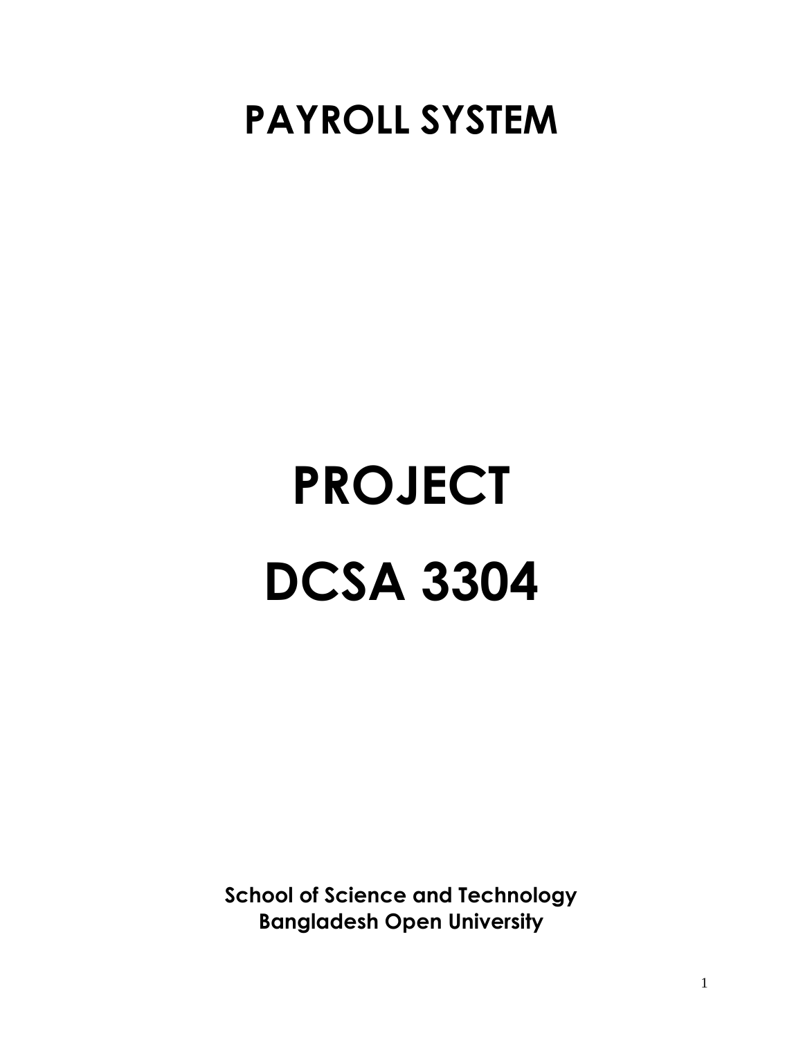# PAYROLL SYSTEM

# PROJECT

# DCSA 3304

**School of Science and Technology**
**Bangladesh Open University**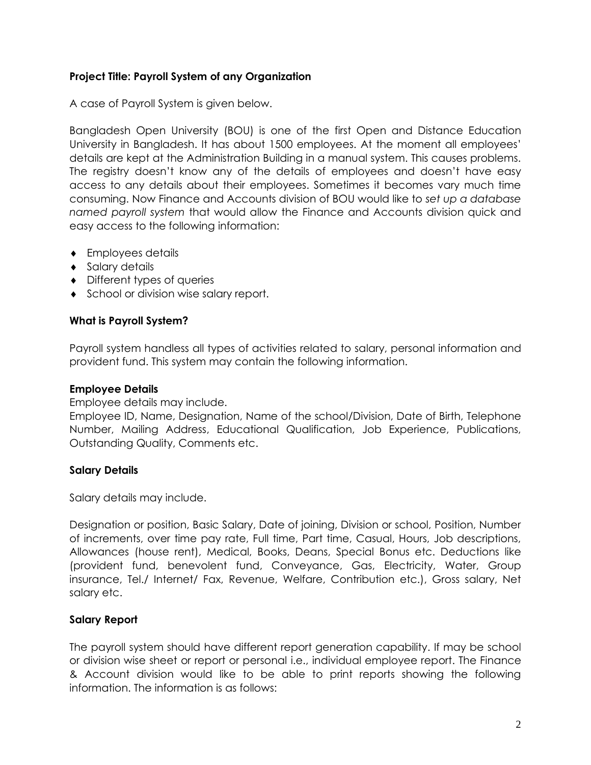**Project Title: Payroll System of any Organization**

A case of Payroll System is given below.

Bangladesh Open University (BOU) is one of the first Open and Distance Education University in Bangladesh. It has about 1500 employees. At the moment all employees' details are kept at the Administration Building in a manual system. This causes problems. The registry doesn't know any of the details of employees and doesn't have easy access to any details about their employees. Sometimes it becomes vary much time consuming. Now Finance and Accounts division of BOU would like to *set up a database named payroll system* that would allow the Finance and Accounts division quick and easy access to the following information:

- Employees details
- Salary details
- Different types of queries
- School or division wise salary report.

**What is Payroll System?**

Payroll system handless all types of activities related to salary, personal information and provident fund. This system may contain the following information.

**Employee Details**

Employee details may include.

Employee ID, Name, Designation, Name of the school/Division, Date of Birth, Telephone Number, Mailing Address, Educational Qualification, Job Experience, Publications, Outstanding Quality, Comments etc.

**Salary Details**

Salary details may include.

Designation or position, Basic Salary, Date of joining, Division or school, Position, Number of increments, over time pay rate, Full time, Part time, Casual, Hours, Job descriptions, Allowances (house rent), Medical, Books, Deans, Special Bonus etc. Deductions like (provident fund, benevolent fund, Conveyance, Gas, Electricity, Water, Group insurance, Tel./ Internet/ Fax, Revenue, Welfare, Contribution etc.), Gross salary, Net salary etc.

**Salary Report**

The payroll system should have different report generation capability. If may be school or division wise sheet or report or personal i.e., individual employee report. The Finance & Account division would like to be able to print reports showing the following information. The information is as follows: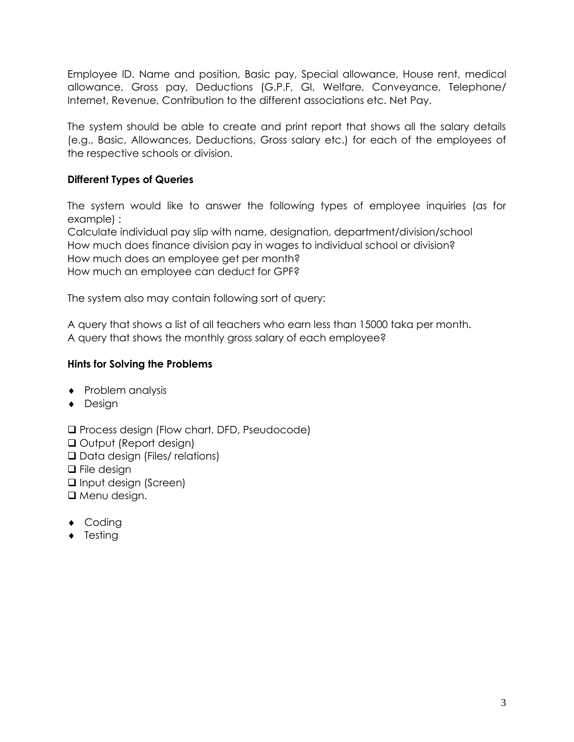Employee ID. Name and position, Basic pay, Special allowance, House rent, medical allowance, Gross pay, Deductions (G.P.F, GI, Welfare, Conveyance, Telephone/ Internet, Revenue, Contribution to the different associations etc. Net Pay.

The system should be able to create and print report that shows all the salary details (e.g., Basic, Allowances, Deductions, Gross salary etc.) for each of the employees of the respective schools or division.

**Different Types of Queries**

The system would like to answer the following types of employee inquiries (as for example) :
Calculate individual pay slip with name, designation, department/division/school
How much does finance division pay in wages to individual school or division?
How much does an employee get per month?
How much an employee can deduct for GPF?

The system also may contain following sort of query:

A query that shows a list of all teachers who earn less than 15000 taka per month.
A query that shows the monthly gross salary of each employee?

**Hints for Solving the Problems**

- Problem analysis
- Design

- ❑ Process design (Flow chart, DFD, Pseudocode)
- ❑ Output (Report design)
- ❑ Data design (Files/ relations)
- ❑ File design
- ❑ Input design (Screen)
- ❑ Menu design.

- Coding
- Testing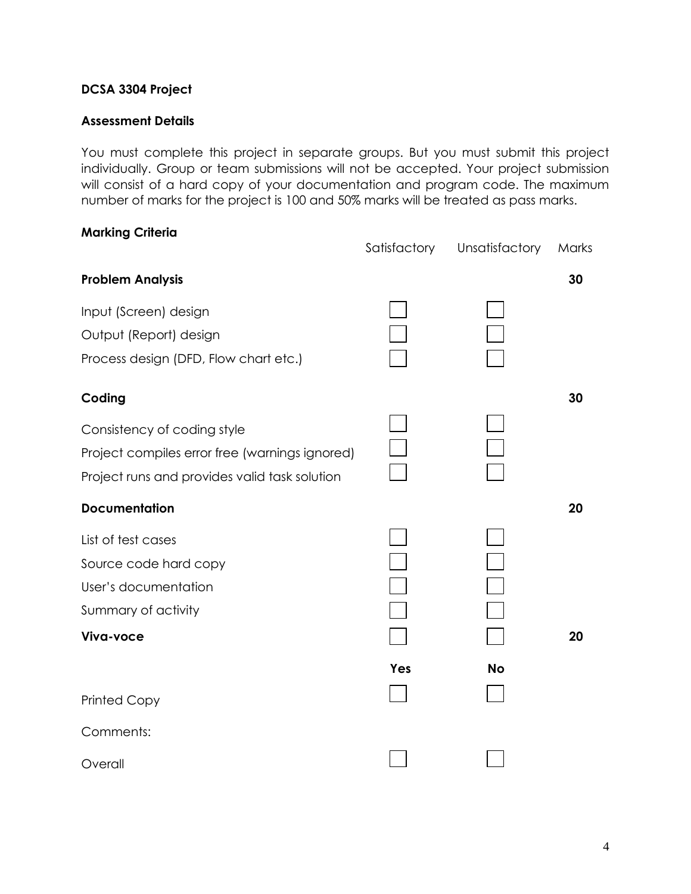**DCSA 3304 Project**

**Assessment Details**

You must complete this project in separate groups. But you must submit this project individually. Group or team submissions will not be accepted. Your project submission will consist of a hard copy of your documentation and program code. The maximum number of marks for the project is 100 and 50% marks will be treated as pass marks.

**Marking Criteria**

| | Satisfactory | Unsatisfactory | Marks |
|---|---|---|---|
| **Problem Analysis** | | | **30** |
| Input (Screen) design | ☐ | ☐ | |
| Output (Report) design | ☐ | ☐ | |
| Process design (DFD, Flow chart etc.) | ☐ | ☐ | |
| **Coding** | | | **30** |
| Consistency of coding style | ☐ | ☐ | |
| Project compiles error free (warnings ignored) | ☐ | ☐ | |
| Project runs and provides valid task solution | ☐ | ☐ | |
| **Documentation** | | | **20** |
| List of test cases | ☐ | ☐ | |
| Source code hard copy | ☐ | ☐ | |
| User's documentation | ☐ | ☐ | |
| Summary of activity | ☐ | ☐ | |
| **Viva-voce** | ☐ | ☐ | **20** |
| | **Yes** | **No** | |
| Printed Copy | ☐ | ☐ | |
| Comments: | | | |
| Overall | ☐ | ☐ | |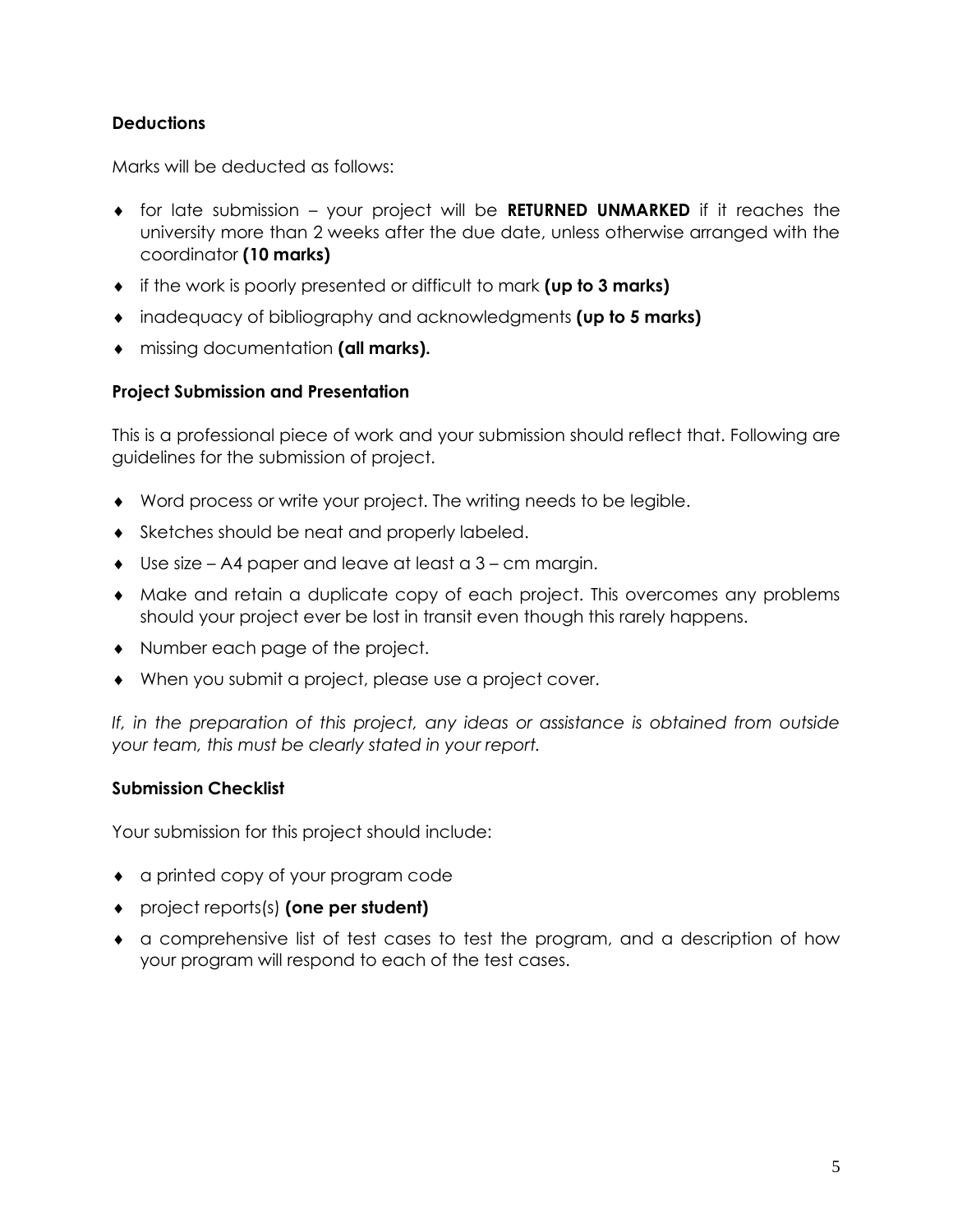### Deductions

Marks will be deducted as follows:

- for late submission – your project will be **RETURNED UNMARKED** if it reaches the university more than 2 weeks after the due date, unless otherwise arranged with the coordinator **(10 marks)**
- if the work is poorly presented or difficult to mark **(up to 3 marks)**
- inadequacy of bibliography and acknowledgments **(up to 5 marks)**
- missing documentation **(all marks).**

### Project Submission and Presentation

This is a professional piece of work and your submission should reflect that. Following are guidelines for the submission of project.

- Word process or write your project. The writing needs to be legible.
- Sketches should be neat and properly labeled.
- Use size – A4 paper and leave at least a 3 – cm margin.
- Make and retain a duplicate copy of each project. This overcomes any problems should your project ever be lost in transit even though this rarely happens.
- Number each page of the project.
- When you submit a project, please use a project cover.

*If, in the preparation of this project, any ideas or assistance is obtained from outside your team, this must be clearly stated in your report.*

### Submission Checklist

Your submission for this project should include:

- a printed copy of your program code
- project reports(s) **(one per student)**
- a comprehensive list of test cases to test the program, and a description of how your program will respond to each of the test cases.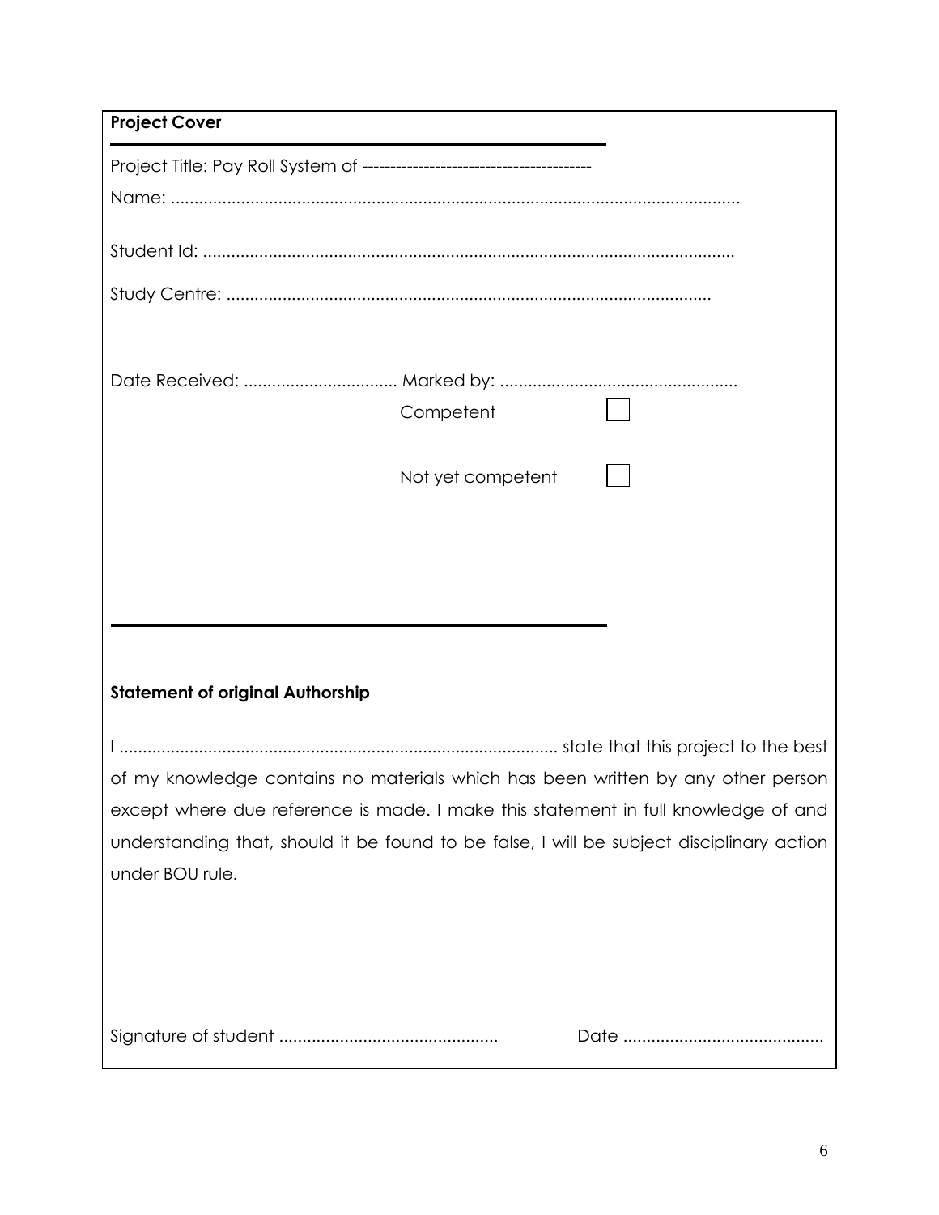**Project Cover**

Project Title: Pay Roll System of ----------------------------------------

Name: ..........................................................................................................................

Student Id: ..................................................................................................................

Study Centre: ........................................................................................................

Date Received: ................................ Marked by: ..................................................

Competent ☐

Not yet competent ☐

**Statement of original Authorship**

I ............................................................................................ state that this project to the best of my knowledge contains no materials which has been written by any other person except where due reference is made. I make this statement in full knowledge of and understanding that, should it be found to be false, I will be subject disciplinary action under BOU rule.

Signature of student ..............................................    Date ..........................................